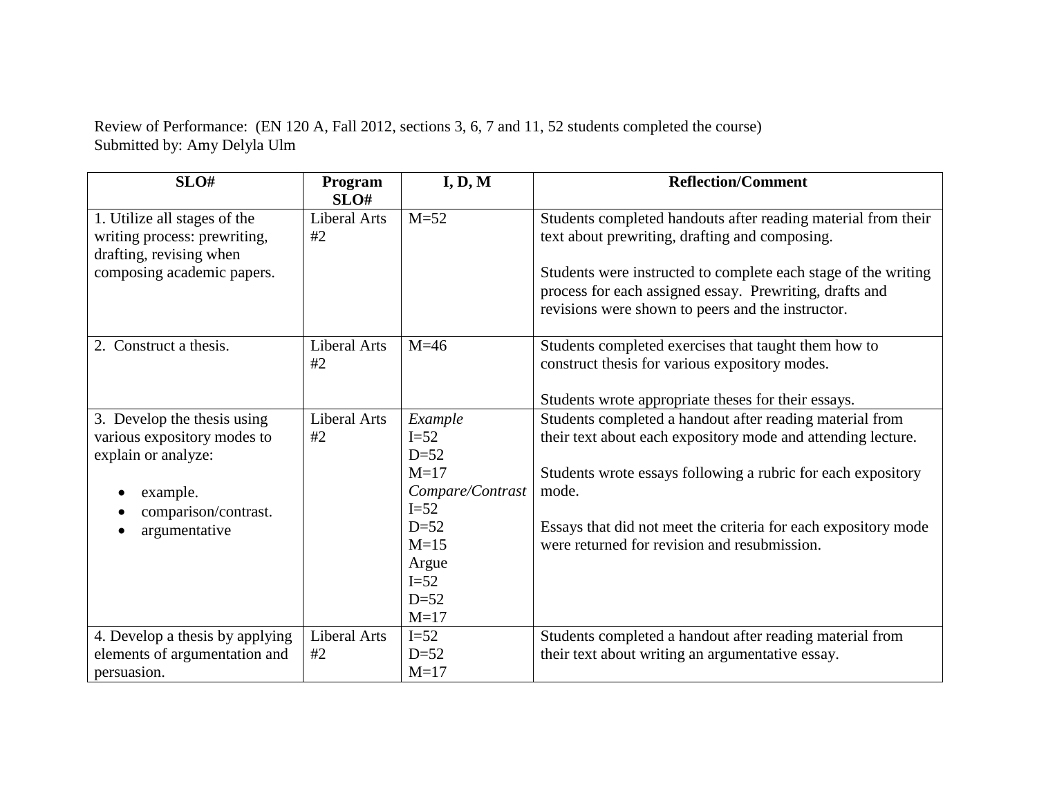Review of Performance: (EN 120 A, Fall 2012, sections 3, 6, 7 and 11, 52 students completed the course)
Submitted by: Amy Delyla Ulm

| SLO# | Program SLO# | I, D, M | Reflection/Comment |
|---|---|---|---|
| 1. Utilize all stages of the writing process: prewriting, drafting, revising when composing academic papers. | Liberal Arts #2 | M=52 | Students completed handouts after reading material from their text about prewriting, drafting and composing.<br><br>Students were instructed to complete each stage of the writing process for each assigned essay. Prewriting, drafts and revisions were shown to peers and the instructor. |
| 2. Construct a thesis. | Liberal Arts #2 | M=46 | Students completed exercises that taught them how to construct thesis for various expository modes.<br><br>Students wrote appropriate theses for their essays. |
| 3. Develop the thesis using various expository modes to explain or analyze:<br>• example.<br>• comparison/contrast.<br>• argumentative | Liberal Arts #2 | *Example*<br>I=52<br>D=52<br>M=17<br>*Compare/Contrast*<br>I=52<br>D=52<br>M=15<br>Argue<br>I=52<br>D=52<br>M=17 | Students completed a handout after reading material from their text about each expository mode and attending lecture.<br><br>Students wrote essays following a rubric for each expository mode.<br><br>Essays that did not meet the criteria for each expository mode were returned for revision and resubmission. |
| 4. Develop a thesis by applying elements of argumentation and persuasion. | Liberal Arts #2 | I=52<br>D=52<br>M=17 | Students completed a handout after reading material from their text about writing an argumentative essay. |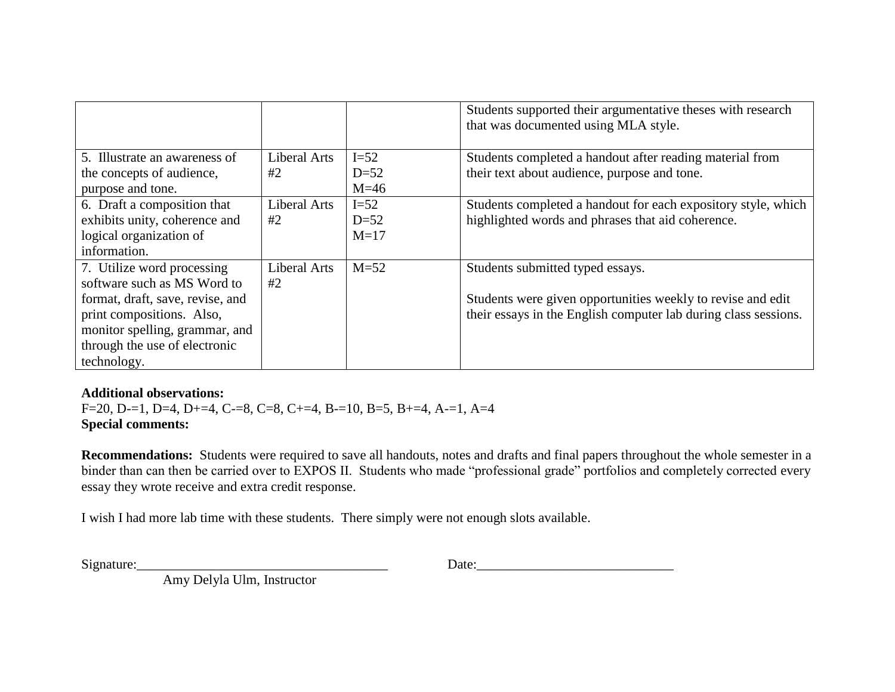| | | | |
|---|---|---|---|
| | | | Students supported their argumentative theses with research that was documented using MLA style. |
| 5. Illustrate an awareness of the concepts of audience, purpose and tone. | Liberal Arts #2 | I=52<br>D=52<br>M=46 | Students completed a handout after reading material from their text about audience, purpose and tone. |
| 6. Draft a composition that exhibits unity, coherence and logical organization of information. | Liberal Arts #2 | I=52<br>D=52<br>M=17 | Students completed a handout for each expository style, which highlighted words and phrases that aid coherence. |
| 7. Utilize word processing software such as MS Word to format, draft, save, revise, and print compositions. Also, monitor spelling, grammar, and through the use of electronic technology. | Liberal Arts #2 | M=52 | Students submitted typed essays.<br><br>Students were given opportunities weekly to revise and edit their essays in the English computer lab during class sessions. |

**Additional observations:**
F=20, D-=1, D=4, D+=4, C-=8, C=8, C+=4, B-=10, B=5, B+=4, A-=1, A=4
**Special comments:**

**Recommendations:** Students were required to save all handouts, notes and drafts and final papers throughout the whole semester in a binder than can then be carried over to EXPOS II. Students who made "professional grade" portfolios and completely corrected every essay they wrote receive and extra credit response.

I wish I had more lab time with these students. There simply were not enough slots available.

Signature:_____________________________________ Date:_____________________________
Amy Delyla Ulm, Instructor